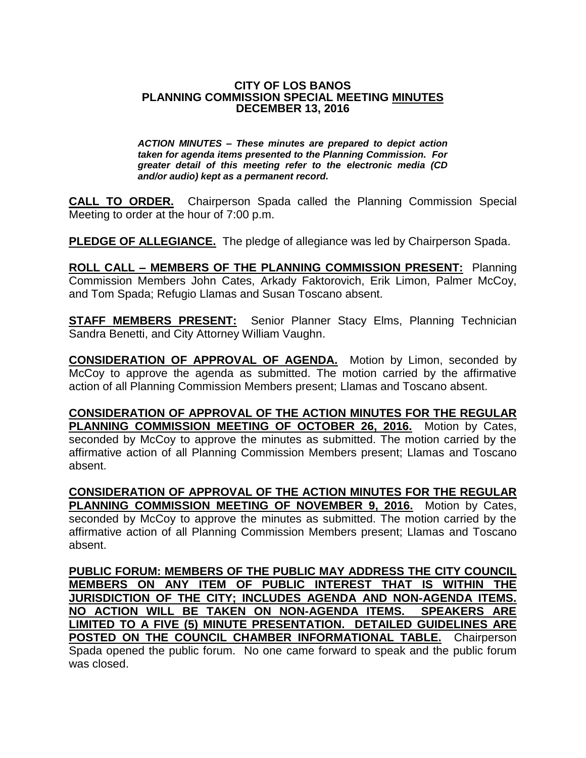**CITY OF LOS BANOS**
**PLANNING COMMISSION SPECIAL MEETING MINUTES**
**DECEMBER 13, 2016**

***ACTION MINUTES – These minutes are prepared to depict action taken for agenda items presented to the Planning Commission. For greater detail of this meeting refer to the electronic media (CD and/or audio) kept as a permanent record.***

**CALL TO ORDER.** Chairperson Spada called the Planning Commission Special Meeting to order at the hour of 7:00 p.m.

**PLEDGE OF ALLEGIANCE.** The pledge of allegiance was led by Chairperson Spada.

**ROLL CALL – MEMBERS OF THE PLANNING COMMISSION PRESENT:** Planning Commission Members John Cates, Arkady Faktorovich, Erik Limon, Palmer McCoy, and Tom Spada; Refugio Llamas and Susan Toscano absent.

**STAFF MEMBERS PRESENT:** Senior Planner Stacy Elms, Planning Technician Sandra Benetti, and City Attorney William Vaughn.

**CONSIDERATION OF APPROVAL OF AGENDA.** Motion by Limon, seconded by McCoy to approve the agenda as submitted. The motion carried by the affirmative action of all Planning Commission Members present; Llamas and Toscano absent.

**CONSIDERATION OF APPROVAL OF THE ACTION MINUTES FOR THE REGULAR PLANNING COMMISSION MEETING OF OCTOBER 26, 2016.** Motion by Cates, seconded by McCoy to approve the minutes as submitted. The motion carried by the affirmative action of all Planning Commission Members present; Llamas and Toscano absent.

**CONSIDERATION OF APPROVAL OF THE ACTION MINUTES FOR THE REGULAR PLANNING COMMISSION MEETING OF NOVEMBER 9, 2016.** Motion by Cates, seconded by McCoy to approve the minutes as submitted. The motion carried by the affirmative action of all Planning Commission Members present; Llamas and Toscano absent.

**PUBLIC FORUM: MEMBERS OF THE PUBLIC MAY ADDRESS THE CITY COUNCIL MEMBERS ON ANY ITEM OF PUBLIC INTEREST THAT IS WITHIN THE JURISDICTION OF THE CITY; INCLUDES AGENDA AND NON-AGENDA ITEMS. NO ACTION WILL BE TAKEN ON NON-AGENDA ITEMS. SPEAKERS ARE LIMITED TO A FIVE (5) MINUTE PRESENTATION. DETAILED GUIDELINES ARE POSTED ON THE COUNCIL CHAMBER INFORMATIONAL TABLE.** Chairperson Spada opened the public forum. No one came forward to speak and the public forum was closed.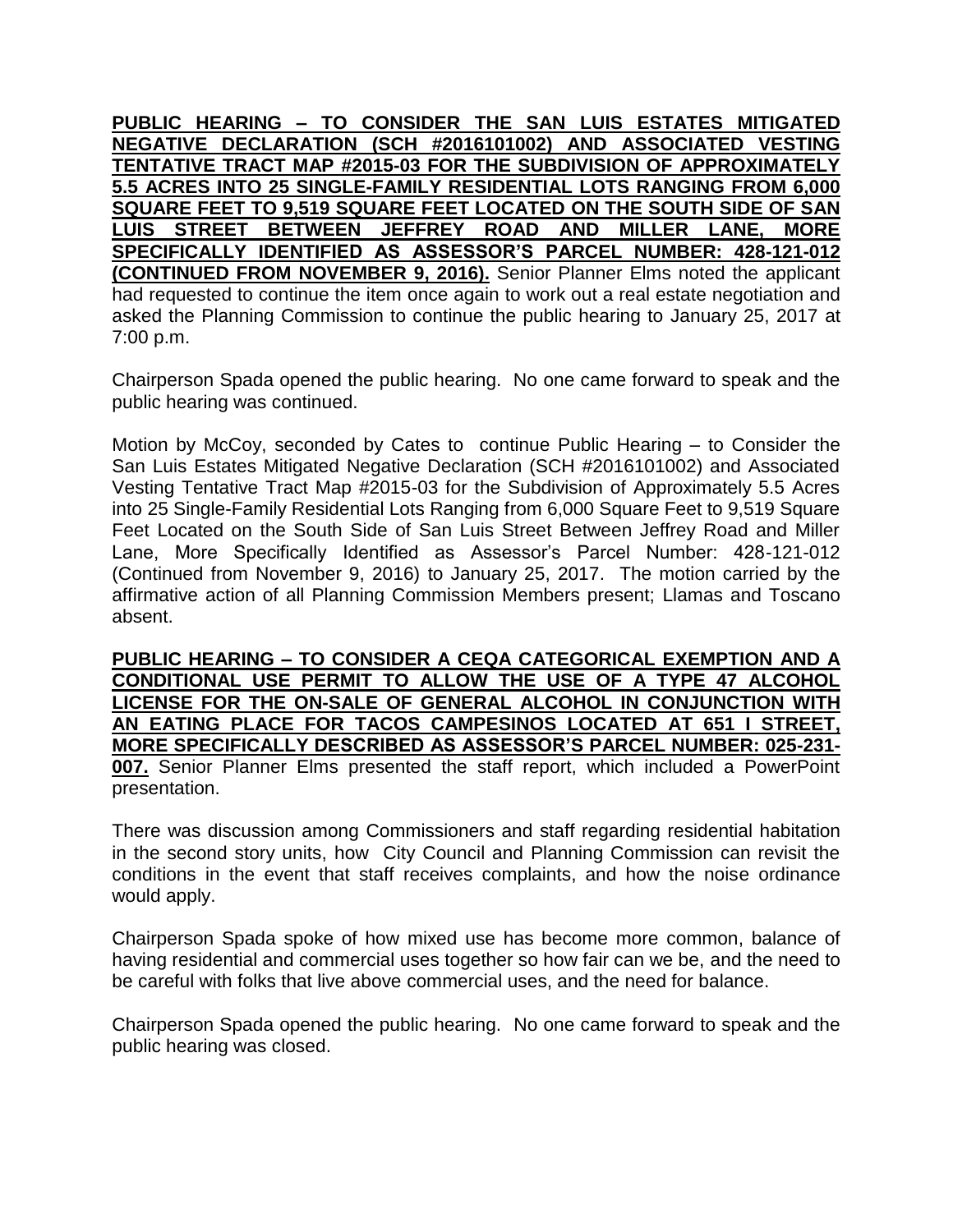**PUBLIC HEARING – TO CONSIDER THE SAN LUIS ESTATES MITIGATED NEGATIVE DECLARATION (SCH #2016101002) AND ASSOCIATED VESTING TENTATIVE TRACT MAP #2015-03 FOR THE SUBDIVISION OF APPROXIMATELY 5.5 ACRES INTO 25 SINGLE-FAMILY RESIDENTIAL LOTS RANGING FROM 6,000 SQUARE FEET TO 9,519 SQUARE FEET LOCATED ON THE SOUTH SIDE OF SAN LUIS STREET BETWEEN JEFFREY ROAD AND MILLER LANE, MORE SPECIFICALLY IDENTIFIED AS ASSESSOR'S PARCEL NUMBER: 428-121-012 (CONTINUED FROM NOVEMBER 9, 2016).** Senior Planner Elms noted the applicant had requested to continue the item once again to work out a real estate negotiation and asked the Planning Commission to continue the public hearing to January 25, 2017 at 7:00 p.m.

Chairperson Spada opened the public hearing. No one came forward to speak and the public hearing was continued.

Motion by McCoy, seconded by Cates to continue Public Hearing – to Consider the San Luis Estates Mitigated Negative Declaration (SCH #2016101002) and Associated Vesting Tentative Tract Map #2015-03 for the Subdivision of Approximately 5.5 Acres into 25 Single-Family Residential Lots Ranging from 6,000 Square Feet to 9,519 Square Feet Located on the South Side of San Luis Street Between Jeffrey Road and Miller Lane, More Specifically Identified as Assessor's Parcel Number: 428-121-012 (Continued from November 9, 2016) to January 25, 2017. The motion carried by the affirmative action of all Planning Commission Members present; Llamas and Toscano absent.

**PUBLIC HEARING – TO CONSIDER A CEQA CATEGORICAL EXEMPTION AND A CONDITIONAL USE PERMIT TO ALLOW THE USE OF A TYPE 47 ALCOHOL LICENSE FOR THE ON-SALE OF GENERAL ALCOHOL IN CONJUNCTION WITH AN EATING PLACE FOR TACOS CAMPESINOS LOCATED AT 651 I STREET, MORE SPECIFICALLY DESCRIBED AS ASSESSOR'S PARCEL NUMBER: 025-231-007.** Senior Planner Elms presented the staff report, which included a PowerPoint presentation.

There was discussion among Commissioners and staff regarding residential habitation in the second story units, how City Council and Planning Commission can revisit the conditions in the event that staff receives complaints, and how the noise ordinance would apply.

Chairperson Spada spoke of how mixed use has become more common, balance of having residential and commercial uses together so how fair can we be, and the need to be careful with folks that live above commercial uses, and the need for balance.

Chairperson Spada opened the public hearing. No one came forward to speak and the public hearing was closed.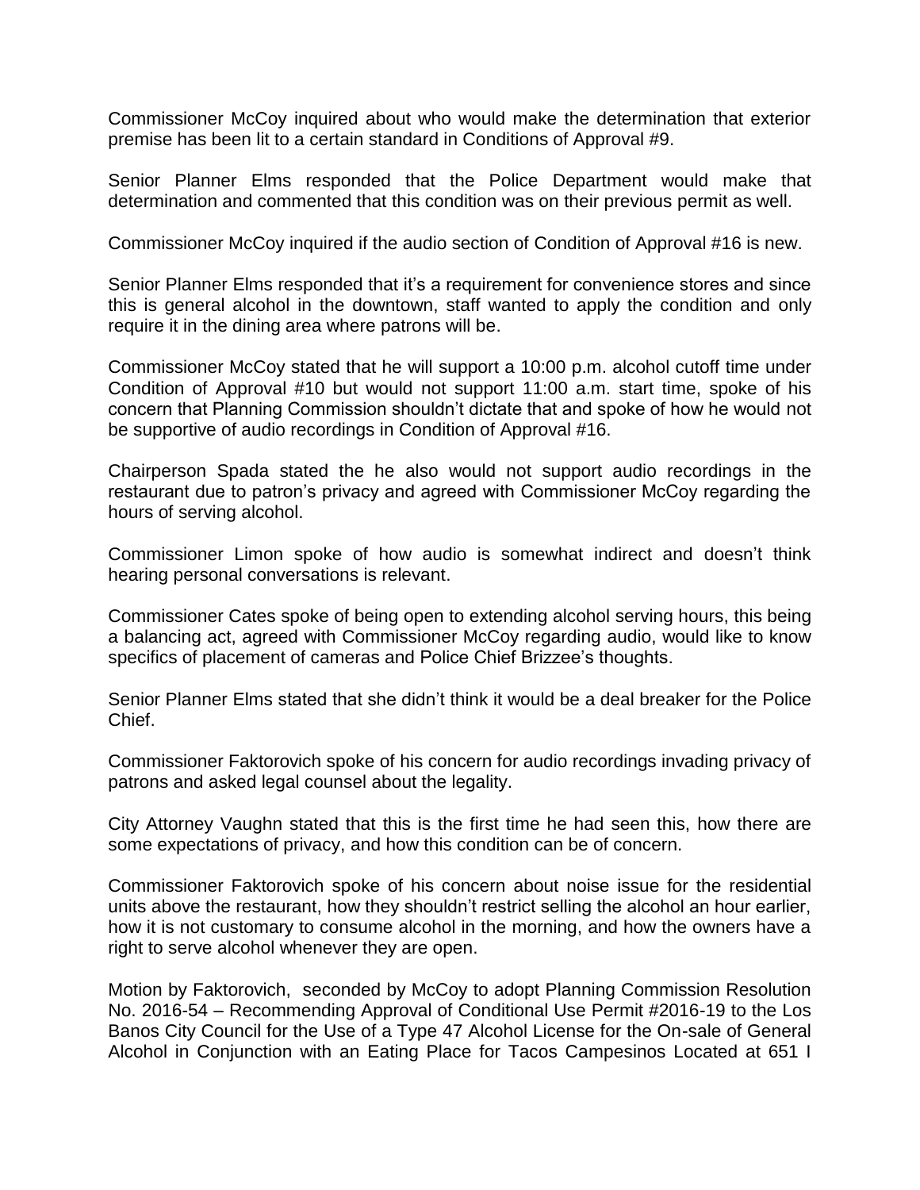Commissioner McCoy inquired about who would make the determination that exterior premise has been lit to a certain standard in Conditions of Approval #9.

Senior Planner Elms responded that the Police Department would make that determination and commented that this condition was on their previous permit as well.

Commissioner McCoy inquired if the audio section of Condition of Approval #16 is new.

Senior Planner Elms responded that it's a requirement for convenience stores and since this is general alcohol in the downtown, staff wanted to apply the condition and only require it in the dining area where patrons will be.

Commissioner McCoy stated that he will support a 10:00 p.m. alcohol cutoff time under Condition of Approval #10 but would not support 11:00 a.m. start time, spoke of his concern that Planning Commission shouldn't dictate that and spoke of how he would not be supportive of audio recordings in Condition of Approval #16.

Chairperson Spada stated the he also would not support audio recordings in the restaurant due to patron's privacy and agreed with Commissioner McCoy regarding the hours of serving alcohol.

Commissioner Limon spoke of how audio is somewhat indirect and doesn't think hearing personal conversations is relevant.

Commissioner Cates spoke of being open to extending alcohol serving hours, this being a balancing act, agreed with Commissioner McCoy regarding audio, would like to know specifics of placement of cameras and Police Chief Brizzee's thoughts.

Senior Planner Elms stated that she didn't think it would be a deal breaker for the Police Chief.

Commissioner Faktorovich spoke of his concern for audio recordings invading privacy of patrons and asked legal counsel about the legality.

City Attorney Vaughn stated that this is the first time he had seen this, how there are some expectations of privacy, and how this condition can be of concern.

Commissioner Faktorovich spoke of his concern about noise issue for the residential units above the restaurant, how they shouldn't restrict selling the alcohol an hour earlier, how it is not customary to consume alcohol in the morning, and how the owners have a right to serve alcohol whenever they are open.

Motion by Faktorovich, seconded by McCoy to adopt Planning Commission Resolution No. 2016-54 – Recommending Approval of Conditional Use Permit #2016-19 to the Los Banos City Council for the Use of a Type 47 Alcohol License for the On-sale of General Alcohol in Conjunction with an Eating Place for Tacos Campesinos Located at 651 I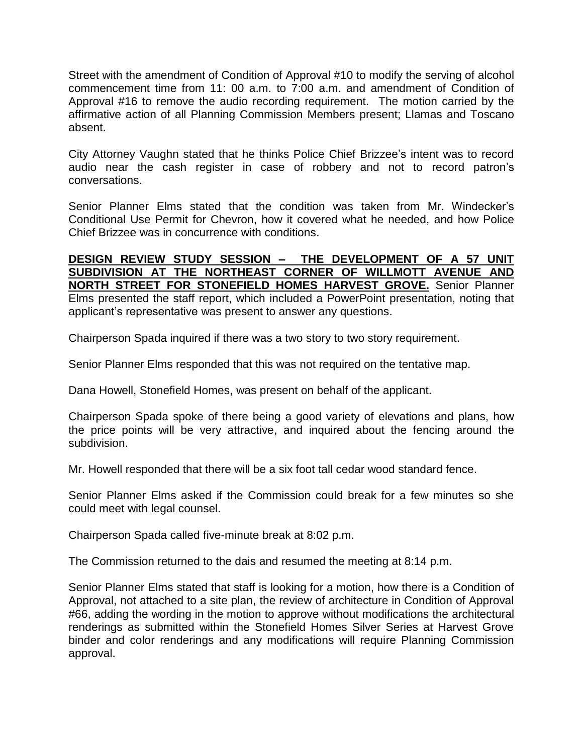Street with the amendment of Condition of Approval #10 to modify the serving of alcohol commencement time from 11: 00 a.m. to 7:00 a.m. and amendment of Condition of Approval #16 to remove the audio recording requirement. The motion carried by the affirmative action of all Planning Commission Members present; Llamas and Toscano absent.

City Attorney Vaughn stated that he thinks Police Chief Brizzee's intent was to record audio near the cash register in case of robbery and not to record patron's conversations.

Senior Planner Elms stated that the condition was taken from Mr. Windecker's Conditional Use Permit for Chevron, how it covered what he needed, and how Police Chief Brizzee was in concurrence with conditions.

**DESIGN REVIEW STUDY SESSION – THE DEVELOPMENT OF A 57 UNIT SUBDIVISION AT THE NORTHEAST CORNER OF WILLMOTT AVENUE AND NORTH STREET FOR STONEFIELD HOMES HARVEST GROVE.** Senior Planner Elms presented the staff report, which included a PowerPoint presentation, noting that applicant's representative was present to answer any questions.

Chairperson Spada inquired if there was a two story to two story requirement.

Senior Planner Elms responded that this was not required on the tentative map.

Dana Howell, Stonefield Homes, was present on behalf of the applicant.

Chairperson Spada spoke of there being a good variety of elevations and plans, how the price points will be very attractive, and inquired about the fencing around the subdivision.

Mr. Howell responded that there will be a six foot tall cedar wood standard fence.

Senior Planner Elms asked if the Commission could break for a few minutes so she could meet with legal counsel.

Chairperson Spada called five-minute break at 8:02 p.m.

The Commission returned to the dais and resumed the meeting at 8:14 p.m.

Senior Planner Elms stated that staff is looking for a motion, how there is a Condition of Approval, not attached to a site plan, the review of architecture in Condition of Approval #66, adding the wording in the motion to approve without modifications the architectural renderings as submitted within the Stonefield Homes Silver Series at Harvest Grove binder and color renderings and any modifications will require Planning Commission approval.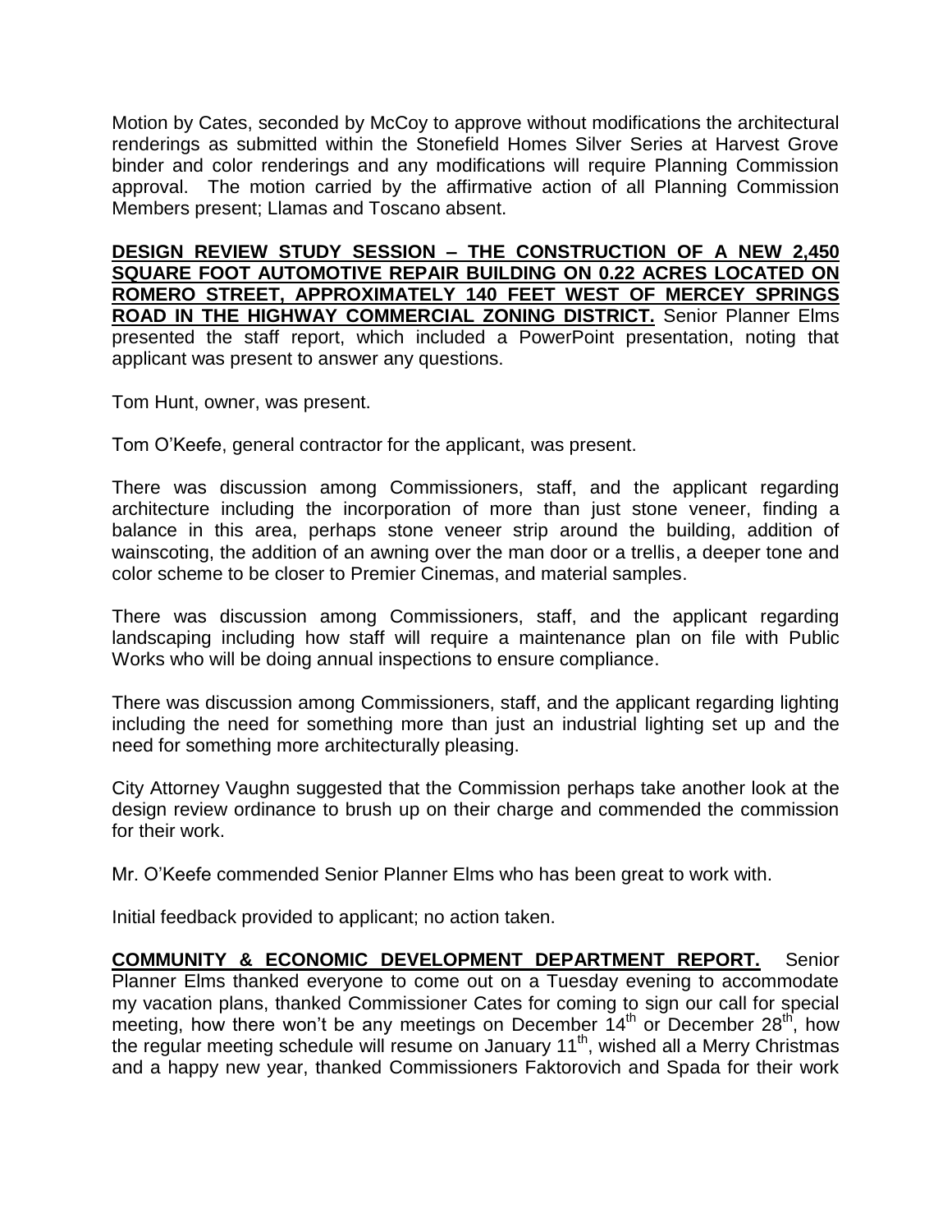Motion by Cates, seconded by McCoy to approve without modifications the architectural renderings as submitted within the Stonefield Homes Silver Series at Harvest Grove binder and color renderings and any modifications will require Planning Commission approval. The motion carried by the affirmative action of all Planning Commission Members present; Llamas and Toscano absent.

**DESIGN REVIEW STUDY SESSION – THE CONSTRUCTION OF A NEW 2,450 SQUARE FOOT AUTOMOTIVE REPAIR BUILDING ON 0.22 ACRES LOCATED ON ROMERO STREET, APPROXIMATELY 140 FEET WEST OF MERCEY SPRINGS ROAD IN THE HIGHWAY COMMERCIAL ZONING DISTRICT.** Senior Planner Elms presented the staff report, which included a PowerPoint presentation, noting that applicant was present to answer any questions.

Tom Hunt, owner, was present.

Tom O'Keefe, general contractor for the applicant, was present.

There was discussion among Commissioners, staff, and the applicant regarding architecture including the incorporation of more than just stone veneer, finding a balance in this area, perhaps stone veneer strip around the building, addition of wainscoting, the addition of an awning over the man door or a trellis, a deeper tone and color scheme to be closer to Premier Cinemas, and material samples.

There was discussion among Commissioners, staff, and the applicant regarding landscaping including how staff will require a maintenance plan on file with Public Works who will be doing annual inspections to ensure compliance.

There was discussion among Commissioners, staff, and the applicant regarding lighting including the need for something more than just an industrial lighting set up and the need for something more architecturally pleasing.

City Attorney Vaughn suggested that the Commission perhaps take another look at the design review ordinance to brush up on their charge and commended the commission for their work.

Mr. O'Keefe commended Senior Planner Elms who has been great to work with.

Initial feedback provided to applicant; no action taken.

**COMMUNITY & ECONOMIC DEVELOPMENT DEPARTMENT REPORT.** Senior Planner Elms thanked everyone to come out on a Tuesday evening to accommodate my vacation plans, thanked Commissioner Cates for coming to sign our call for special meeting, how there won't be any meetings on December 14th or December 28th, how the regular meeting schedule will resume on January 11th, wished all a Merry Christmas and a happy new year, thanked Commissioners Faktorovich and Spada for their work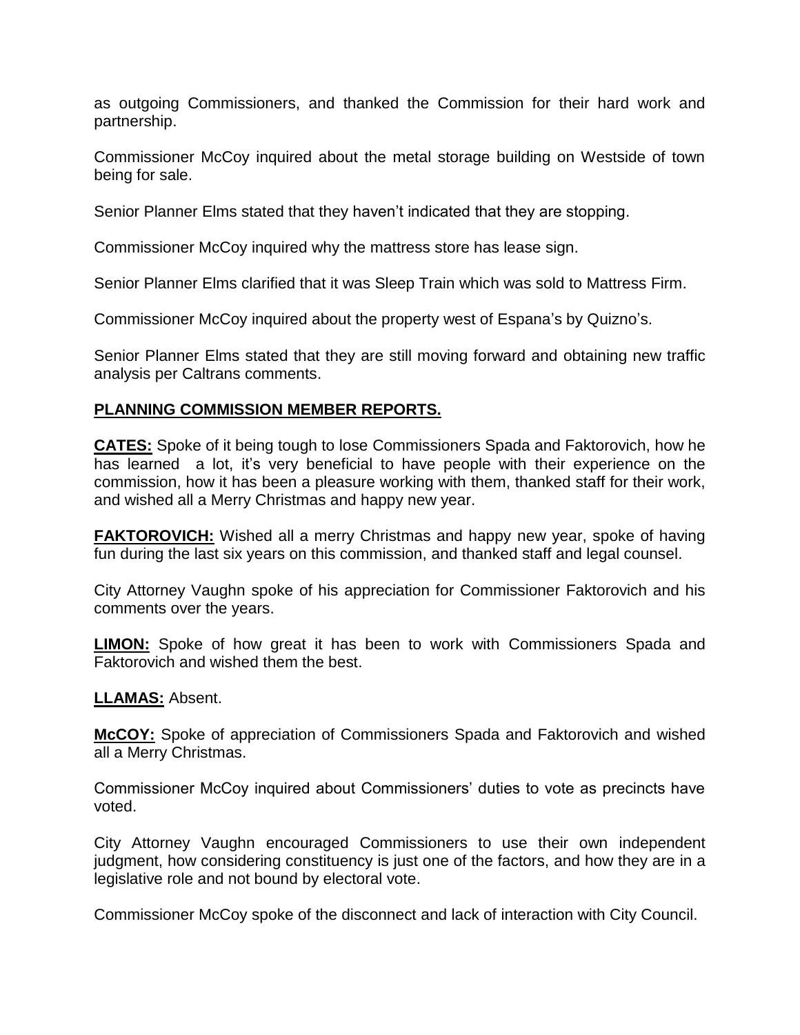as outgoing Commissioners, and thanked the Commission for their hard work and partnership.

Commissioner McCoy inquired about the metal storage building on Westside of town being for sale.

Senior Planner Elms stated that they haven't indicated that they are stopping.

Commissioner McCoy inquired why the mattress store has lease sign.

Senior Planner Elms clarified that it was Sleep Train which was sold to Mattress Firm.

Commissioner McCoy inquired about the property west of Espana's by Quizno's.

Senior Planner Elms stated that they are still moving forward and obtaining new traffic analysis per Caltrans comments.

**PLANNING COMMISSION MEMBER REPORTS.**

**CATES:** Spoke of it being tough to lose Commissioners Spada and Faktorovich, how he has learned a lot, it's very beneficial to have people with their experience on the commission, how it has been a pleasure working with them, thanked staff for their work, and wished all a Merry Christmas and happy new year.

**FAKTOROVICH:** Wished all a merry Christmas and happy new year, spoke of having fun during the last six years on this commission, and thanked staff and legal counsel.

City Attorney Vaughn spoke of his appreciation for Commissioner Faktorovich and his comments over the years.

**LIMON:** Spoke of how great it has been to work with Commissioners Spada and Faktorovich and wished them the best.

**LLAMAS:** Absent.

**McCOY:** Spoke of appreciation of Commissioners Spada and Faktorovich and wished all a Merry Christmas.

Commissioner McCoy inquired about Commissioners' duties to vote as precincts have voted.

City Attorney Vaughn encouraged Commissioners to use their own independent judgment, how considering constituency is just one of the factors, and how they are in a legislative role and not bound by electoral vote.

Commissioner McCoy spoke of the disconnect and lack of interaction with City Council.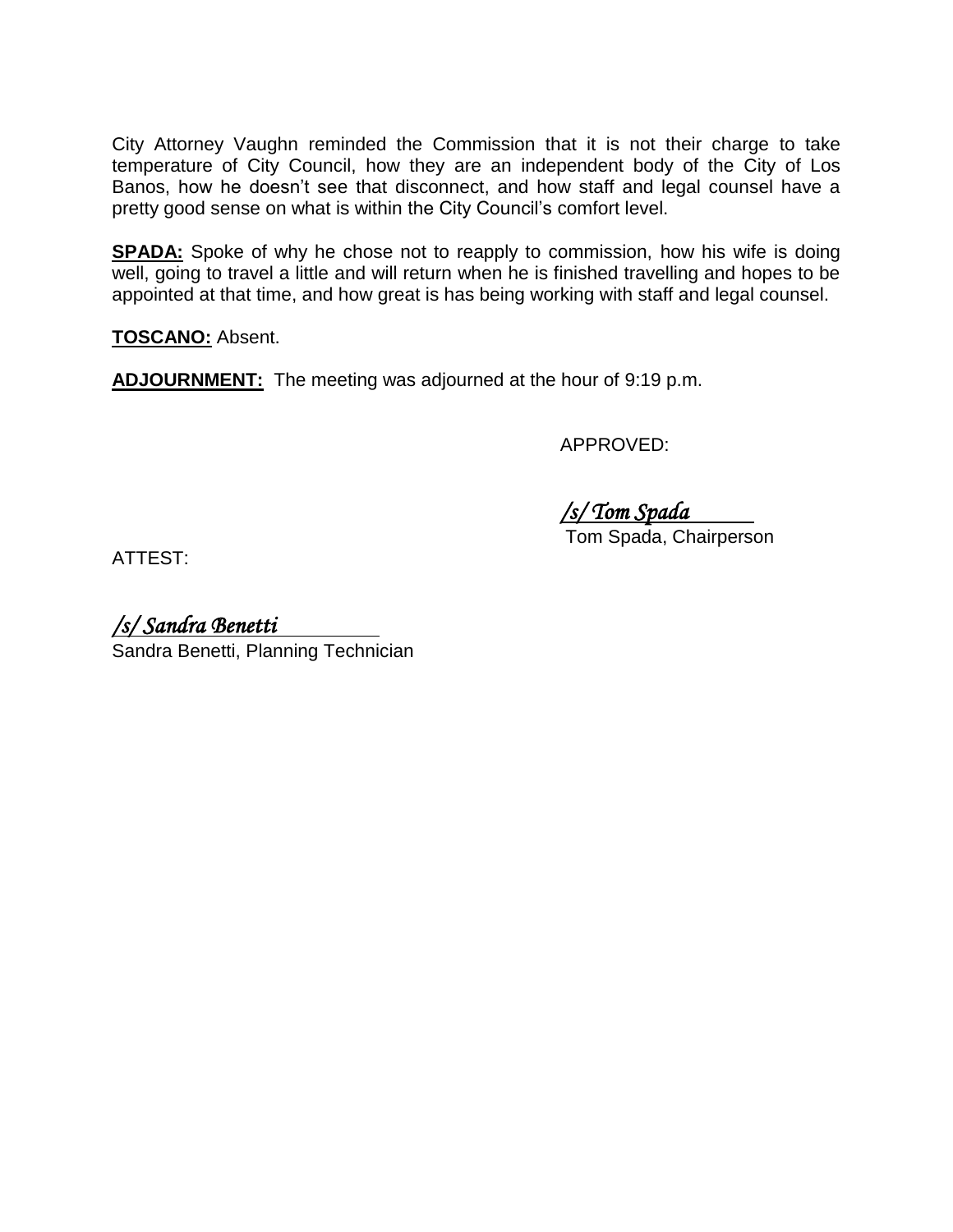City Attorney Vaughn reminded the Commission that it is not their charge to take temperature of City Council, how they are an independent body of the City of Los Banos, how he doesn't see that disconnect, and how staff and legal counsel have a pretty good sense on what is within the City Council's comfort level.

**SPADA:** Spoke of why he chose not to reapply to commission, how his wife is doing well, going to travel a little and will return when he is finished travelling and hopes to be appointed at that time, and how great is has being working with staff and legal counsel.

**TOSCANO:** Absent.

**ADJOURNMENT:** The meeting was adjourned at the hour of 9:19 p.m.

APPROVED:

*/s/ Tom Spada*
Tom Spada, Chairperson

ATTEST:

*/s/ Sandra Benetti*
Sandra Benetti, Planning Technician